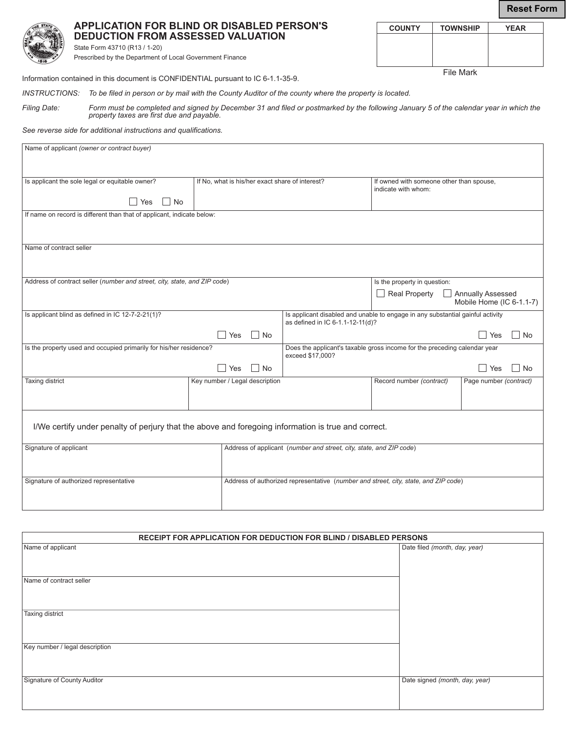Reset Form

# APPLICATION FOR BLIND OR DISABLED PERSON'S DEDUCTION FROM ASSESSED VALUATION

State Form 43710 (R13 / 1-20)

Prescribed by the Department of Local Government Finance

| COUNTY | TOWNSHIP | YEAR |
|---|---|---|
| | | |

File Mark

Information contained in this document is CONFIDENTIAL pursuant to IC 6-1.1-35-9.

*INSTRUCTIONS:* *To be filed in person or by mail with the County Auditor of the county where the property is located.*

*Filing Date:* *Form must be completed and signed by December 31 and filed or postmarked by the following January 5 of the calendar year in which the property taxes are first due and payable.*

*See reverse side for additional instructions and qualifications.*

| | | |
|---|---|---|
| Name of applicant *(owner or contract buyer)* | | |
| Is applicant the sole legal or equitable owner? ☐ Yes ☐ No | If No, what is his/her exact share of interest? | If owned with someone other than spouse, indicate with whom: |
| If name on record is different than that of applicant, indicate below: | | |
| Name of contract seller | | |
| Address of contract seller (*number and street, city, state, and ZIP code*) | | Is the property in question: ☐ Real Property ☐ Annually Assessed Mobile Home (IC 6-1.1-7) |
| Is applicant blind as defined in IC 12-7-2-21(1)? ☐ Yes ☐ No | Is applicant disabled and unable to engage in any substantial gainful activity as defined in IC 6-1.1-12-11(d)? ☐ Yes ☐ No | |
| Is the property used and occupied primarily for his/her residence? ☐ Yes ☐ No | Does the applicant's taxable gross income for the preceding calendar year exceed $17,000? ☐ Yes ☐ No | |

| Taxing district | Key number / Legal description | Record number *(contract)* | Page number *(contract)* |
|---|---|---|---|
| | | | |

I/We certify under penalty of perjury that the above and foregoing information is true and correct.

| Signature of applicant | Address of applicant (*number and street, city, state, and ZIP code*) |
|---|---|
| Signature of authorized representative | Address of authorized representative (*number and street, city, state, and ZIP code*) |

## RECEIPT FOR APPLICATION FOR DEDUCTION FOR BLIND / DISABLED PERSONS

| | |
|---|---|
| Name of applicant | Date filed *(month, day, year)* |
| Name of contract seller | |
| Taxing district | |
| Key number / legal description | |
| Signature of County Auditor | Date signed *(month, day, year)* |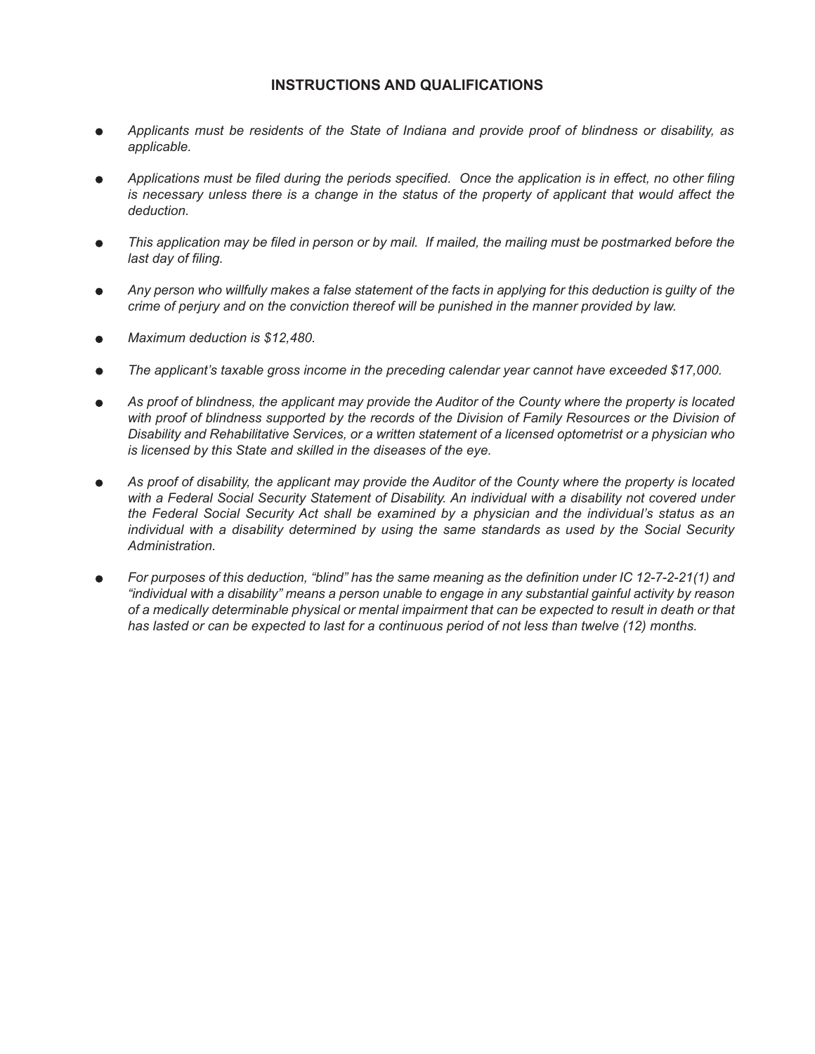## INSTRUCTIONS AND QUALIFICATIONS

- *Applicants must be residents of the State of Indiana and provide proof of blindness or disability, as applicable.*
- *Applications must be filed during the periods specified. Once the application is in effect, no other filing is necessary unless there is a change in the status of the property of applicant that would affect the deduction.*
- *This application may be filed in person or by mail. If mailed, the mailing must be postmarked before the last day of filing.*
- *Any person who willfully makes a false statement of the facts in applying for this deduction is guilty of the crime of perjury and on the conviction thereof will be punished in the manner provided by law.*
- *Maximum deduction is $12,480.*
- *The applicant's taxable gross income in the preceding calendar year cannot have exceeded $17,000.*
- *As proof of blindness, the applicant may provide the Auditor of the County where the property is located with proof of blindness supported by the records of the Division of Family Resources or the Division of Disability and Rehabilitative Services, or a written statement of a licensed optometrist or a physician who is licensed by this State and skilled in the diseases of the eye.*
- *As proof of disability, the applicant may provide the Auditor of the County where the property is located with a Federal Social Security Statement of Disability. An individual with a disability not covered under the Federal Social Security Act shall be examined by a physician and the individual's status as an individual with a disability determined by using the same standards as used by the Social Security Administration.*
- *For purposes of this deduction, "blind" has the same meaning as the definition under IC 12-7-2-21(1) and "individual with a disability" means a person unable to engage in any substantial gainful activity by reason of a medically determinable physical or mental impairment that can be expected to result in death or that has lasted or can be expected to last for a continuous period of not less than twelve (12) months.*